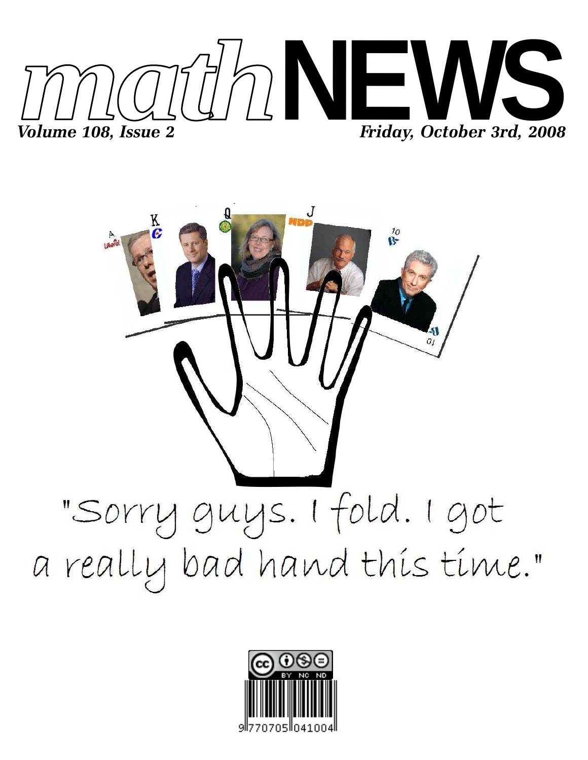# mathNEWS

*Volume 108, Issue 2* *Friday, October 3rd, 2008*

"Sorry guys. I fold. I got a really bad hand this time."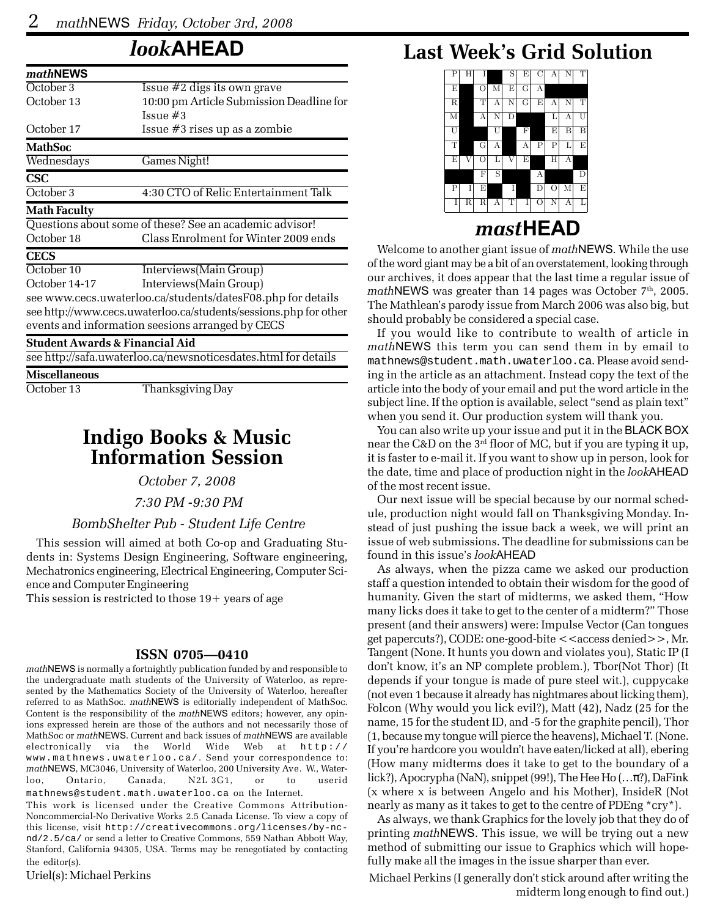## *look*AHEAD

| ***math*NEWS** | |
|---|---|
| October 3 | Issue #2 digs its own grave |
| October 13 | 10:00 pm Article Submission Deadline for Issue #3 |
| October 17 | Issue #3 rises up as a zombie |

| **MathSoc** | |
|---|---|
| Wednesdays | Games Night! |

| **CSC** | |
|---|---|
| October 3 | 4:30 CTO of Relic Entertainment Talk |

**Math Faculty**

Questions about some of these? See an academic advisor!

| | |
|---|---|
| October 18 | Class Enrolment for Winter 2009 ends |

| **CECS** | |
|---|---|
| October 10 | Interviews(Main Group) |
| October 14-17 | Interviews(Main Group) |

see www.cecs.uwaterloo.ca/students/datesF08.php for details

see http://www.cecs.uwaterloo.ca/students/sessions.php for other events and information seesions arranged by CECS

**Student Awards & Financial Aid**

see http://safa.uwaterloo.ca/newsnoticesdates.html for details

| **Miscellaneous** | |
|---|---|
| October 13 | Thanksgiving Day |

# Indigo Books & Music Information Session

*October 7, 2008*

*7:30 PM -9:30 PM*

*BombShelter Pub - Student Life Centre*

This session will aimed at both Co-op and Graduating Students in: Systems Design Engineering, Software engineering, Mechatronics engineering, Electrical Engineering, Computer Science and Computer Engineering

This session is restricted to those 19+ years of age

### ISSN 0705—0410

*math*NEWS is normally a fortnightly publication funded by and responsible to the undergraduate math students of the University of Waterloo, as represented by the Mathematics Society of the University of Waterloo, hereafter referred to as MathSoc. *math*NEWS is editorially independent of MathSoc. Content is the responsibility of the *math*NEWS editors; however, any opinions expressed herein are those of the authors and not necessarily those of MathSoc or *math*NEWS. Current and back issues of *math*NEWS are available electronically via the World Wide Web at http://www.mathnews.uwaterloo.ca/. Send your correspondence to: *math*NEWS, MC3046, University of Waterloo, 200 University Ave. W., Waterloo, Ontario, Canada, N2L 3G1, or to userid mathnews@student.math.uwaterloo.ca on the Internet.

This work is licensed under the Creative Commons Attribution-Noncommercial-No Derivative Works 2.5 Canada License. To view a copy of this license, visit http://creativecommons.org/licenses/by-nc-nd/2.5/ca/ or send a letter to Creative Commons, 559 Nathan Abbott Way, Stanford, California 94305, USA. Terms may be renegotiated by contacting the editor(s).

Uriel(s): Michael Perkins

# Last Week's Grid Solution

| | | | | | | | | | |
|---|---|---|---|---|---|---|---|---|---|
| P | H | I | ■ | S | E | C | A | N | T |
| E | ■ | O | M | E | G | A | ■ | ■ | ■ |
| R | ■ | T | A | N | G | E | A | N | T |
| M | ■ | A | N | D | ■ | ■ | L | A | U |
| U | ■ | ■ | U | ■ | F | ■ | E | B | B |
| T | ■ | G | A | ■ | A | P | P | L | E |
| E | V | O | L | V | E | ■ | H | A | ■ |
| ■ | ■ | F | S | ■ | ■ | A | ■ | ■ | D |
| P | I | E | ■ | I | ■ | D | O | M | E |
| I | R | R | A | T | I | O | N | A | L |

## *mast*HEAD

Welcome to another giant issue of *math*NEWS. While the use of the word giant may be a bit of an overstatement, looking through our archives, it does appear that the last time a regular issue of *math*NEWS was greater than 14 pages was October 7th, 2005. The Mathlean's parody issue from March 2006 was also big, but should probably be considered a special case.

If you would like to contribute to wealth of article in *math*NEWS this term you can send them in by email to mathnews@student.math.uwaterloo.ca. Please avoid sending in the article as an attachment. Instead copy the text of the article into the body of your email and put the word article in the subject line. If the option is available, select "send as plain text" when you send it. Our production system will thank you.

You can also write up your issue and put it in the BLACK BOX near the C&D on the 3rd floor of MC, but if you are typing it up, it is faster to e-mail it. If you want to show up in person, look for the date, time and place of production night in the *look*AHEAD of the most recent issue.

Our next issue will be special because by our normal schedule, production night would fall on Thanksgiving Monday. Instead of just pushing the issue back a week, we will print an issue of web submissions. The deadline for submissions can be found in this issue's *look*AHEAD

As always, when the pizza came we asked our production staff a question intended to obtain their wisdom for the good of humanity. Given the start of midterms, we asked them, "How many licks does it take to get to the center of a midterm?" Those present (and their answers) were: Impulse Vector (Can tongues get papercuts?), CODE: one-good-bite <<access denied>>, Mr. Tangent (None. It hunts you down and violates you), Static IP (I don't know, it's an NP complete problem.), Tbor(Not Thor) (It depends if your tongue is made of pure steel wit.), cuppycake (not even 1 because it already has nightmares about licking them), Folcon (Why would you lick evil?), Matt (42), Nadz (25 for the name, 15 for the student ID, and -5 for the graphite pencil), Thor (1, because my tongue will pierce the heavens), Michael T. (None. If you're hardcore you wouldn't have eaten/licked at all), ebering (How many midterms does it take to get to the boundary of a lick?), Apocrypha (NaN), snippet (99!), The Hee Ho (…π?), DaFink (x where x is between Angelo and his Mother), InsideR (Not nearly as many as it takes to get to the centre of PDEng *cry*).

As always, we thank Graphics for the lovely job that they do of printing *math*NEWS. This issue, we will be trying out a new method of submitting our issue to Graphics which will hopefully make all the images in the issue sharper than ever.

Michael Perkins (I generally don't stick around after writing the midterm long enough to find out.)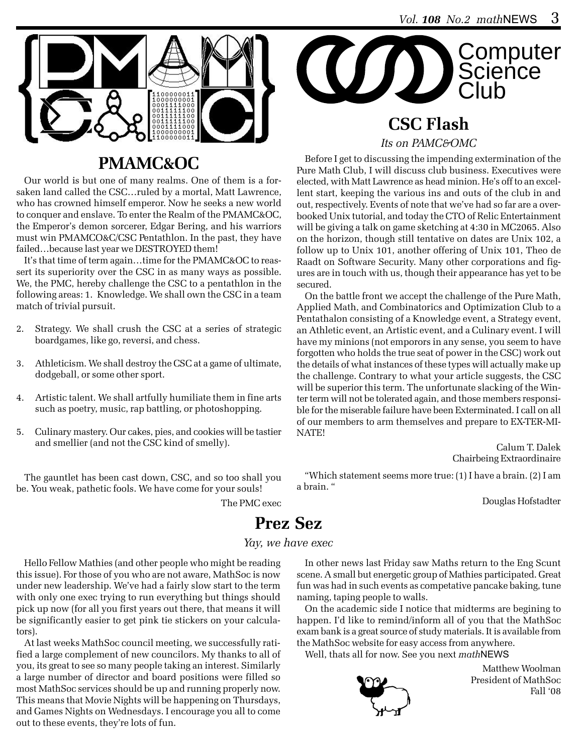## PMAMC&OC

Our world is but one of many realms. One of them is a forsaken land called the CSC…ruled by a mortal, Matt Lawrence, who has crowned himself emperor. Now he seeks a new world to conquer and enslave. To enter the Realm of the PMAMC&OC, the Emperor's demon sorcerer, Edgar Bering, and his warriors must win PMAMCO&C/CSC Pentathlon. In the past, they have failed…because last year we DESTROYED them!

It's that time of term again…time for the PMAMC&OC to reassert its superiority over the CSC in as many ways as possible. We, the PMC, hereby challenge the CSC to a pentathlon in the following areas: 1. Knowledge. We shall own the CSC in a team match of trivial pursuit.

2. Strategy. We shall crush the CSC at a series of strategic boardgames, like go, reversi, and chess.

3. Athleticism. We shall destroy the CSC at a game of ultimate, dodgeball, or some other sport.

4. Artistic talent. We shall artfully humiliate them in fine arts such as poetry, music, rap battling, or photoshopping.

5. Culinary mastery. Our cakes, pies, and cookies will be tastier and smellier (and not the CSC kind of smelly).

The gauntlet has been cast down, CSC, and so too shall you be. You weak, pathetic fools. We have come for your souls!

The PMC exec

## CSC Flash

*Its on PAMC&OMC*

Before I get to discussing the impending extermination of the Pure Math Club, I will discuss club business. Executives were elected, with Matt Lawrence as head minion. He's off to an excellent start, keeping the various ins and outs of the club in and out, respectively. Events of note that we've had so far are a overbooked Unix tutorial, and today the CTO of Relic Entertainment will be giving a talk on game sketching at 4:30 in MC2065. Also on the horizon, though still tentative on dates are Unix 102, a follow up to Unix 101, another offering of Unix 101, Theo de Raadt on Software Security. Many other corporations and figures are in touch with us, though their appearance has yet to be secured.

On the battle front we accept the challenge of the Pure Math, Applied Math, and Combinatorics and Optimization Club to a Pentathalon consisting of a Knowledge event, a Strategy event, an Athletic event, an Artistic event, and a Culinary event. I will have my minions (not emporors in any sense, you seem to have forgotten who holds the true seat of power in the CSC) work out the details of what instances of these types will actually make up the challenge. Contrary to what your article suggests, the CSC will be superior this term. The unfortunate slacking of the Winter term will not be tolerated again, and those members responsible for the miserable failure have been Exterminated. I call on all of our members to arm themselves and prepare to EX-TER-MI-NATE!

Calum T. Dalek
Chairbeing Extraordinaire

"Which statement seems more true: (1) I have a brain. (2) I am a brain. "

Douglas Hofstadter

## Prez Sez

*Yay, we have exec*

Hello Fellow Mathies (and other people who might be reading this issue). For those of you who are not aware, MathSoc is now under new leadership. We've had a fairly slow start to the term with only one exec trying to run everything but things should pick up now (for all you first years out there, that means it will be significantly easier to get pink tie stickers on your calculators).

At last weeks MathSoc council meeting, we successfully ratified a large complement of new councilors. My thanks to all of you, its great to see so many people taking an interest. Similarly a large number of director and board positions were filled so most MathSoc services should be up and running properly now. This means that Movie Nights will be happening on Thursdays, and Games Nights on Wednesdays. I encourage you all to come out to these events, they're lots of fun.

In other news last Friday saw Maths return to the Eng Scunt scene. A small but energetic group of Mathies participated. Great fun was had in such events as competative pancake baking, tune naming, taping people to walls.

On the academic side I notice that midterms are begining to happen. I'd like to remind/inform all of you that the MathSoc exam bank is a great source of study materials. It is available from the MathSoc website for easy access from anywhere.

Well, thats all for now. See you next *math*NEWS

Matthew Woolman
President of MathSoc
Fall '08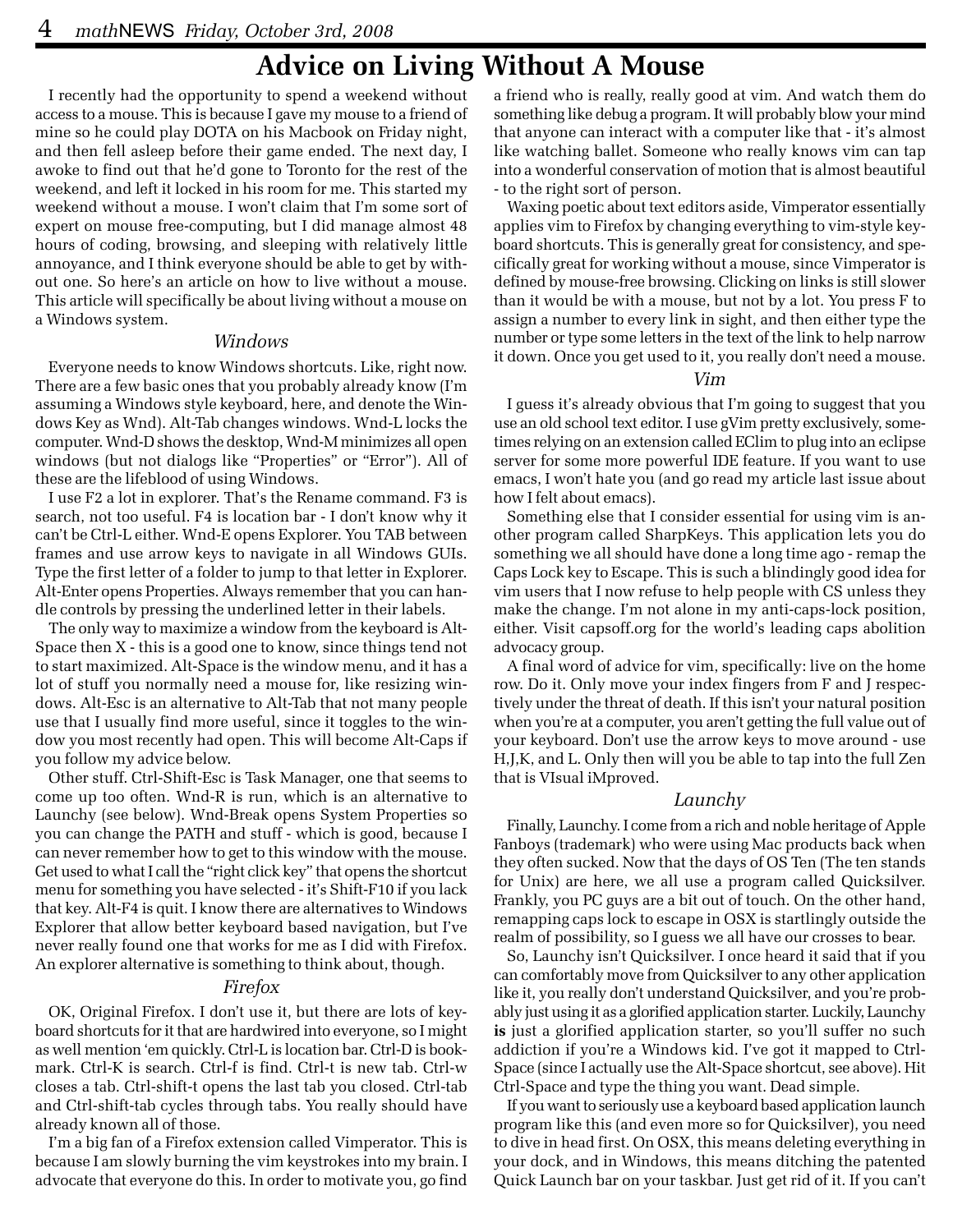# Advice on Living Without A Mouse

I recently had the opportunity to spend a weekend without access to a mouse. This is because I gave my mouse to a friend of mine so he could play DOTA on his Macbook on Friday night, and then fell asleep before their game ended. The next day, I awoke to find out that he'd gone to Toronto for the rest of the weekend, and left it locked in his room for me. This started my weekend without a mouse. I won't claim that I'm some sort of expert on mouse free-computing, but I did manage almost 48 hours of coding, browsing, and sleeping with relatively little annoyance, and I think everyone should be able to get by without one. So here's an article on how to live without a mouse. This article will specifically be about living without a mouse on a Windows system.

### *Windows*

Everyone needs to know Windows shortcuts. Like, right now. There are a few basic ones that you probably already know (I'm assuming a Windows style keyboard, here, and denote the Windows Key as Wnd). Alt-Tab changes windows. Wnd-L locks the computer. Wnd-D shows the desktop, Wnd-M minimizes all open windows (but not dialogs like "Properties" or "Error"). All of these are the lifeblood of using Windows.

I use F2 a lot in explorer. That's the Rename command. F3 is search, not too useful. F4 is location bar - I don't know why it can't be Ctrl-L either. Wnd-E opens Explorer. You TAB between frames and use arrow keys to navigate in all Windows GUIs. Type the first letter of a folder to jump to that letter in Explorer. Alt-Enter opens Properties. Always remember that you can handle controls by pressing the underlined letter in their labels.

The only way to maximize a window from the keyboard is Alt-Space then X - this is a good one to know, since things tend not to start maximized. Alt-Space is the window menu, and it has a lot of stuff you normally need a mouse for, like resizing windows. Alt-Esc is an alternative to Alt-Tab that not many people use that I usually find more useful, since it toggles to the window you most recently had open. This will become Alt-Caps if you follow my advice below.

Other stuff. Ctrl-Shift-Esc is Task Manager, one that seems to come up too often. Wnd-R is run, which is an alternative to Launchy (see below). Wnd-Break opens System Properties so you can change the PATH and stuff - which is good, because I can never remember how to get to this window with the mouse. Get used to what I call the "right click key" that opens the shortcut menu for something you have selected - it's Shift-F10 if you lack that key. Alt-F4 is quit. I know there are alternatives to Windows Explorer that allow better keyboard based navigation, but I've never really found one that works for me as I did with Firefox. An explorer alternative is something to think about, though.

### *Firefox*

OK, Original Firefox. I don't use it, but there are lots of keyboard shortcuts for it that are hardwired into everyone, so I might as well mention 'em quickly. Ctrl-L is location bar. Ctrl-D is bookmark. Ctrl-K is search. Ctrl-f is find. Ctrl-t is new tab. Ctrl-w closes a tab. Ctrl-shift-t opens the last tab you closed. Ctrl-tab and Ctrl-shift-tab cycles through tabs. You really should have already known all of those.

I'm a big fan of a Firefox extension called Vimperator. This is because I am slowly burning the vim keystrokes into my brain. I advocate that everyone do this. In order to motivate you, go find a friend who is really, really good at vim. And watch them do something like debug a program. It will probably blow your mind that anyone can interact with a computer like that - it's almost like watching ballet. Someone who really knows vim can tap into a wonderful conservation of motion that is almost beautiful - to the right sort of person.

Waxing poetic about text editors aside, Vimperator essentially applies vim to Firefox by changing everything to vim-style keyboard shortcuts. This is generally great for consistency, and specifically great for working without a mouse, since Vimperator is defined by mouse-free browsing. Clicking on links is still slower than it would be with a mouse, but not by a lot. You press F to assign a number to every link in sight, and then either type the number or type some letters in the text of the link to help narrow it down. Once you get used to it, you really don't need a mouse.

### *Vim*

I guess it's already obvious that I'm going to suggest that you use an old school text editor. I use gVim pretty exclusively, sometimes relying on an extension called EClim to plug into an eclipse server for some more powerful IDE feature. If you want to use emacs, I won't hate you (and go read my article last issue about how I felt about emacs).

Something else that I consider essential for using vim is another program called SharpKeys. This application lets you do something we all should have done a long time ago - remap the Caps Lock key to Escape. This is such a blindingly good idea for vim users that I now refuse to help people with CS unless they make the change. I'm not alone in my anti-caps-lock position, either. Visit capsoff.org for the world's leading caps abolition advocacy group.

A final word of advice for vim, specifically: live on the home row. Do it. Only move your index fingers from F and J respectively under the threat of death. If this isn't your natural position when you're at a computer, you aren't getting the full value out of your keyboard. Don't use the arrow keys to move around - use H,J,K, and L. Only then will you be able to tap into the full Zen that is VIsual iMproved.

### *Launchy*

Finally, Launchy. I come from a rich and noble heritage of Apple Fanboys (trademark) who were using Mac products back when they often sucked. Now that the days of OS Ten (The ten stands for Unix) are here, we all use a program called Quicksilver. Frankly, you PC guys are a bit out of touch. On the other hand, remapping caps lock to escape in OSX is startlingly outside the realm of possibility, so I guess we all have our crosses to bear.

So, Launchy isn't Quicksilver. I once heard it said that if you can comfortably move from Quicksilver to any other application like it, you really don't understand Quicksilver, and you're probably just using it as a glorified application starter. Luckily, Launchy **is** just a glorified application starter, so you'll suffer no such addiction if you're a Windows kid. I've got it mapped to Ctrl-Space (since I actually use the Alt-Space shortcut, see above). Hit Ctrl-Space and type the thing you want. Dead simple.

If you want to seriously use a keyboard based application launch program like this (and even more so for Quicksilver), you need to dive in head first. On OSX, this means deleting everything in your dock, and in Windows, this means ditching the patented Quick Launch bar on your taskbar. Just get rid of it. If you can't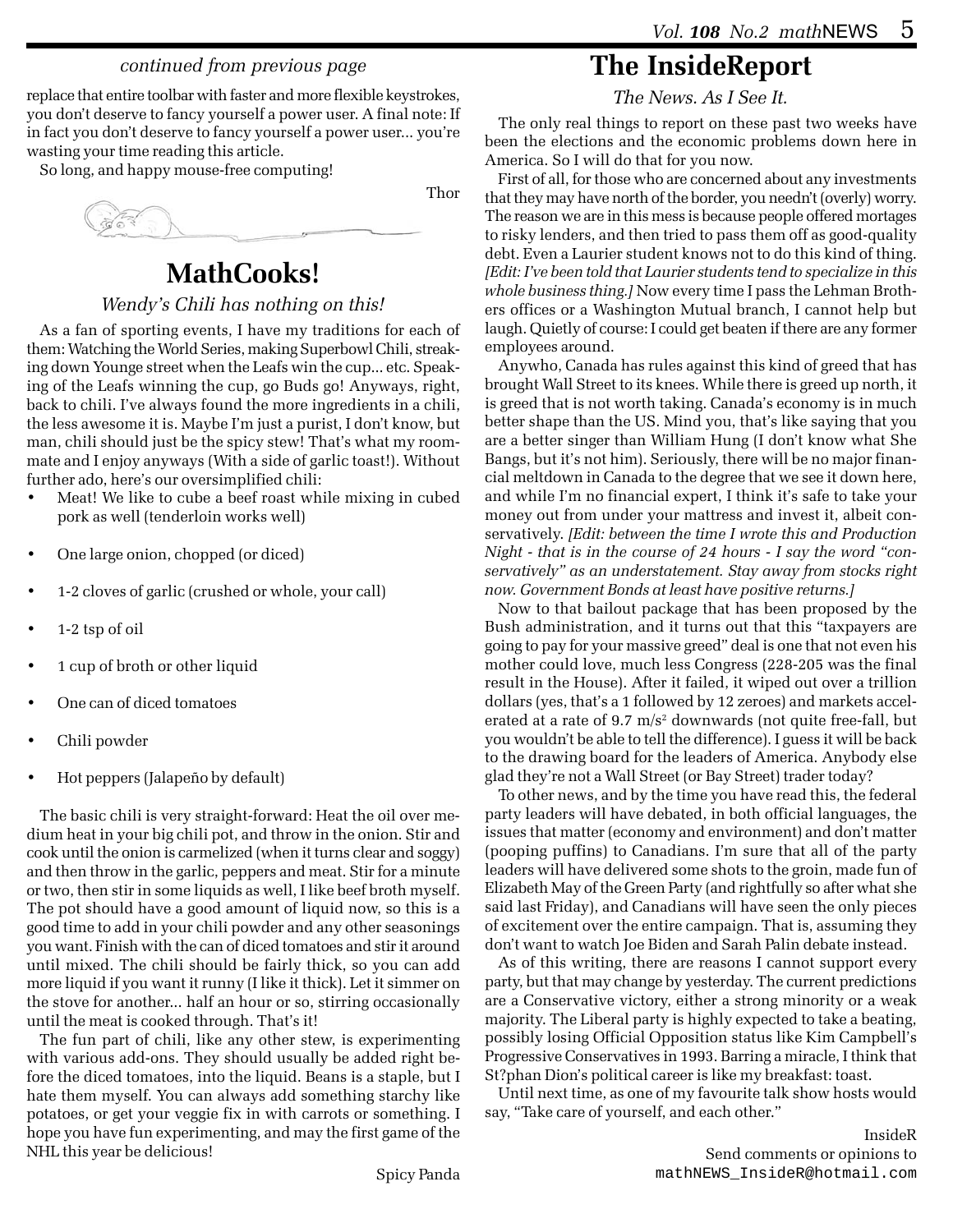*continued from previous page*

replace that entire toolbar with faster and more flexible keystrokes, you don't deserve to fancy yourself a power user. A final note: If in fact you don't deserve to fancy yourself a power user... you're wasting your time reading this article.

So long, and happy mouse-free computing!

Thor

## MathCooks!

*Wendy's Chili has nothing on this!*

As a fan of sporting events, I have my traditions for each of them: Watching the World Series, making Superbowl Chili, streaking down Younge street when the Leafs win the cup... etc. Speaking of the Leafs winning the cup, go Buds go! Anyways, right, back to chili. I've always found the more ingredients in a chili, the less awesome it is. Maybe I'm just a purist, I don't know, but man, chili should just be the spicy stew! That's what my roommate and I enjoy anyways (With a side of garlic toast!). Without further ado, here's our oversimplified chili:

- Meat! We like to cube a beef roast while mixing in cubed pork as well (tenderloin works well)
- One large onion, chopped (or diced)
- 1-2 cloves of garlic (crushed or whole, your call)
- 1-2 tsp of oil
- 1 cup of broth or other liquid
- One can of diced tomatoes
- Chili powder
- Hot peppers (Jalapeño by default)

The basic chili is very straight-forward: Heat the oil over medium heat in your big chili pot, and throw in the onion. Stir and cook until the onion is carmelized (when it turns clear and soggy) and then throw in the garlic, peppers and meat. Stir for a minute or two, then stir in some liquids as well, I like beef broth myself. The pot should have a good amount of liquid now, so this is a good time to add in your chili powder and any other seasonings you want. Finish with the can of diced tomatoes and stir it around until mixed. The chili should be fairly thick, so you can add more liquid if you want it runny (I like it thick). Let it simmer on the stove for another... half an hour or so, stirring occasionally until the meat is cooked through. That's it!

The fun part of chili, like any other stew, is experimenting with various add-ons. They should usually be added right before the diced tomatoes, into the liquid. Beans is a staple, but I hate them myself. You can always add something starchy like potatoes, or get your veggie fix in with carrots or something. I hope you have fun experimenting, and may the first game of the NHL this year be delicious!

Spicy Panda

## The InsideReport

*The News. As I See It.*

The only real things to report on these past two weeks have been the elections and the economic problems down here in America. So I will do that for you now.

First of all, for those who are concerned about any investments that they may have north of the border, you needn't (overly) worry. The reason we are in this mess is because people offered mortages to risky lenders, and then tried to pass them off as good-quality debt. Even a Laurier student knows not to do this kind of thing. *[Edit: I've been told that Laurier students tend to specialize in this whole business thing.]* Now every time I pass the Lehman Brothers offices or a Washington Mutual branch, I cannot help but laugh. Quietly of course: I could get beaten if there are any former employees around.

Anywho, Canada has rules against this kind of greed that has brought Wall Street to its knees. While there is greed up north, it is greed that is not worth taking. Canada's economy is in much better shape than the US. Mind you, that's like saying that you are a better singer than William Hung (I don't know what She Bangs, but it's not him). Seriously, there will be no major financial meltdown in Canada to the degree that we see it down here, and while I'm no financial expert, I think it's safe to take your money out from under your mattress and invest it, albeit conservatively. *[Edit: between the time I wrote this and Production Night - that is in the course of 24 hours - I say the word "conservatively" as an understatement. Stay away from stocks right now. Government Bonds at least have positive returns.]*

Now to that bailout package that has been proposed by the Bush administration, and it turns out that this "taxpayers are going to pay for your massive greed" deal is one that not even his mother could love, much less Congress (228-205 was the final result in the House). After it failed, it wiped out over a trillion dollars (yes, that's a 1 followed by 12 zeroes) and markets accelerated at a rate of 9.7 m/s$^2$ downwards (not quite free-fall, but you wouldn't be able to tell the difference). I guess it will be back to the drawing board for the leaders of America. Anybody else glad they're not a Wall Street (or Bay Street) trader today?

To other news, and by the time you have read this, the federal party leaders will have debated, in both official languages, the issues that matter (economy and environment) and don't matter (pooping puffins) to Canadians. I'm sure that all of the party leaders will have delivered some shots to the groin, made fun of Elizabeth May of the Green Party (and rightfully so after what she said last Friday), and Canadians will have seen the only pieces of excitement over the entire campaign. That is, assuming they don't want to watch Joe Biden and Sarah Palin debate instead.

As of this writing, there are reasons I cannot support every party, but that may change by yesterday. The current predictions are a Conservative victory, either a strong minority or a weak majority. The Liberal party is highly expected to take a beating, possibly losing Official Opposition status like Kim Campbell's Progressive Conservatives in 1993. Barring a miracle, I think that St?phan Dion's political career is like my breakfast: toast.

Until next time, as one of my favourite talk show hosts would say, "Take care of yourself, and each other."

InsideR
Send comments or opinions to
mathNEWS_InsideR@hotmail.com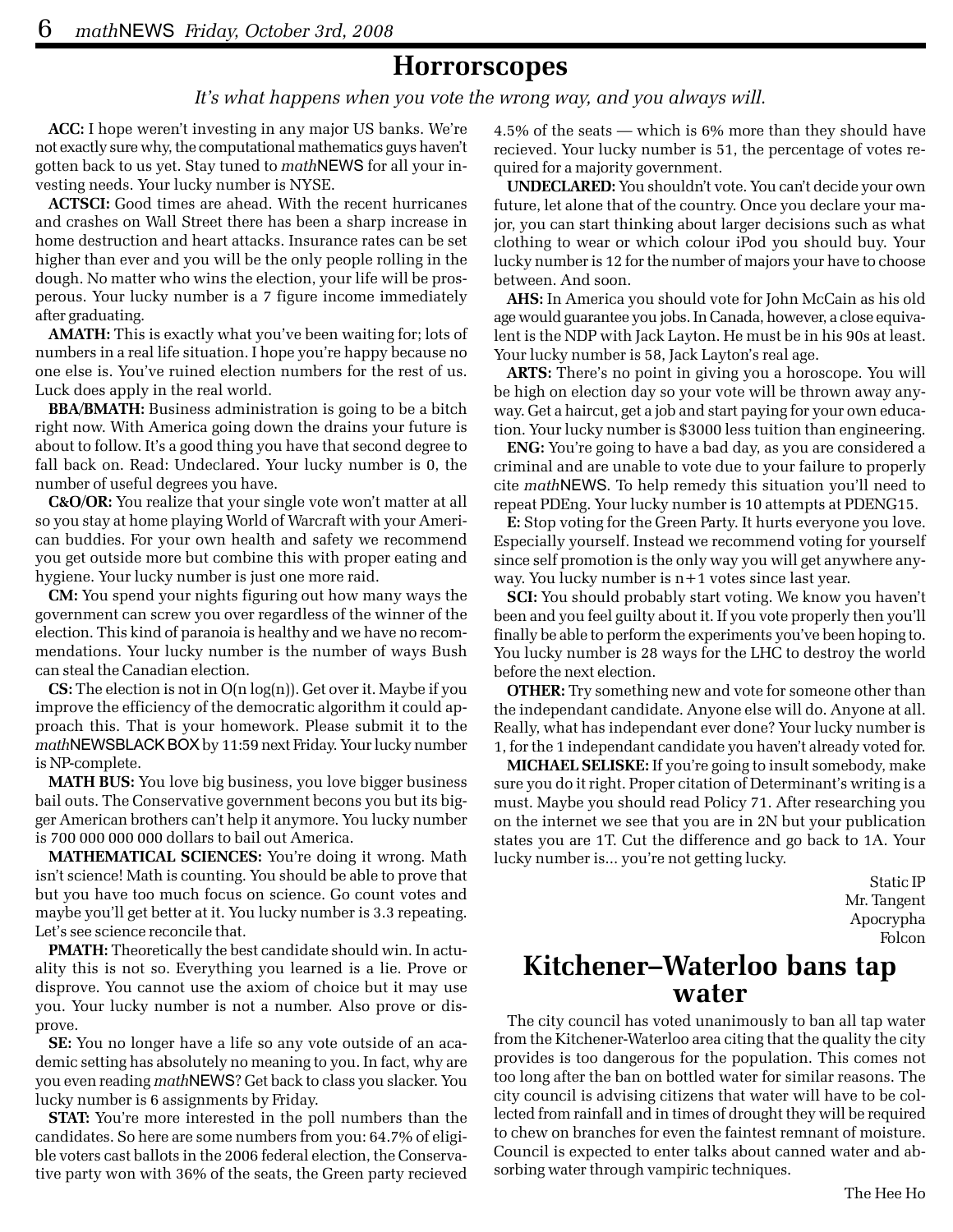# Horrorscopes

*It's what happens when you vote the wrong way, and you always will.*

**ACC:** I hope weren't investing in any major US banks. We're not exactly sure why, the computational mathematics guys haven't gotten back to us yet. Stay tuned to *math*NEWS for all your investing needs. Your lucky number is NYSE.

**ACTSCI:** Good times are ahead. With the recent hurricanes and crashes on Wall Street there has been a sharp increase in home destruction and heart attacks. Insurance rates can be set higher than ever and you will be the only people rolling in the dough. No matter who wins the election, your life will be prosperous. Your lucky number is a 7 figure income immediately after graduating.

**AMATH:** This is exactly what you've been waiting for; lots of numbers in a real life situation. I hope you're happy because no one else is. You've ruined election numbers for the rest of us. Luck does apply in the real world.

**BBA/BMATH:** Business administration is going to be a bitch right now. With America going down the drains your future is about to follow. It's a good thing you have that second degree to fall back on. Read: Undeclared. Your lucky number is 0, the number of useful degrees you have.

**C&O/OR:** You realize that your single vote won't matter at all so you stay at home playing World of Warcraft with your American buddies. For your own health and safety we recommend you get outside more but combine this with proper eating and hygiene. Your lucky number is just one more raid.

**CM:** You spend your nights figuring out how many ways the government can screw you over regardless of the winner of the election. This kind of paranoia is healthy and we have no recommendations. Your lucky number is the number of ways Bush can steal the Canadian election.

**CS:** The election is not in O(n log(n)). Get over it. Maybe if you improve the efficiency of the democratic algorithm it could approach this. That is your homework. Please submit it to the *math*NEWSBLACK BOX by 11:59 next Friday. Your lucky number is NP-complete.

**MATH BUS:** You love big business, you love bigger business bail outs. The Conservative government becons you but its bigger American brothers can't help it anymore. You lucky number is 700 000 000 000 dollars to bail out America.

**MATHEMATICAL SCIENCES:** You're doing it wrong. Math isn't science! Math is counting. You should be able to prove that but you have too much focus on science. Go count votes and maybe you'll get better at it. You lucky number is 3.3 repeating. Let's see science reconcile that.

**PMATH:** Theoretically the best candidate should win. In actuality this is not so. Everything you learned is a lie. Prove or disprove. You cannot use the axiom of choice but it may use you. Your lucky number is not a number. Also prove or disprove.

**SE:** You no longer have a life so any vote outside of an academic setting has absolutely no meaning to you. In fact, why are you even reading *math*NEWS? Get back to class you slacker. You lucky number is 6 assignments by Friday.

**STAT:** You're more interested in the poll numbers than the candidates. So here are some numbers from you: 64.7% of eligible voters cast ballots in the 2006 federal election, the Conservative party won with 36% of the seats, the Green party recieved 4.5% of the seats — which is 6% more than they should have recieved. Your lucky number is 51, the percentage of votes required for a majority government.

**UNDECLARED:** You shouldn't vote. You can't decide your own future, let alone that of the country. Once you declare your major, you can start thinking about larger decisions such as what clothing to wear or which colour iPod you should buy. Your lucky number is 12 for the number of majors your have to choose between. And soon.

**AHS:** In America you should vote for John McCain as his old age would guarantee you jobs. In Canada, however, a close equivalent is the NDP with Jack Layton. He must be in his 90s at least. Your lucky number is 58, Jack Layton's real age.

**ARTS:** There's no point in giving you a horoscope. You will be high on election day so your vote will be thrown away anyway. Get a haircut, get a job and start paying for your own education. Your lucky number is $3000 less tuition than engineering.

**ENG:** You're going to have a bad day, as you are considered a criminal and are unable to vote due to your failure to properly cite *math*NEWS. To help remedy this situation you'll need to repeat PDEng. Your lucky number is 10 attempts at PDENG15.

**E:** Stop voting for the Green Party. It hurts everyone you love. Especially yourself. Instead we recommend voting for yourself since self promotion is the only way you will get anywhere anyway. You lucky number is n+1 votes since last year.

**SCI:** You should probably start voting. We know you haven't been and you feel guilty about it. If you vote properly then you'll finally be able to perform the experiments you've been hoping to. You lucky number is 28 ways for the LHC to destroy the world before the next election.

**OTHER:** Try something new and vote for someone other than the independant candidate. Anyone else will do. Anyone at all. Really, what has independant ever done? Your lucky number is 1, for the 1 independant candidate you haven't already voted for.

**MICHAEL SELISKE:** If you're going to insult somebody, make sure you do it right. Proper citation of Determinant's writing is a must. Maybe you should read Policy 71. After researching you on the internet we see that you are in 2N but your publication states you are 1T. Cut the difference and go back to 1A. Your lucky number is... you're not getting lucky.

Static IP
Mr. Tangent
Apocrypha
Folcon

# Kitchener–Waterloo bans tap water

The city council has voted unanimously to ban all tap water from the Kitchener-Waterloo area citing that the quality the city provides is too dangerous for the population. This comes not too long after the ban on bottled water for similar reasons. The city council is advising citizens that water will have to be collected from rainfall and in times of drought they will be required to chew on branches for even the faintest remnant of moisture. Council is expected to enter talks about canned water and absorbing water through vampiric techniques.

The Hee Ho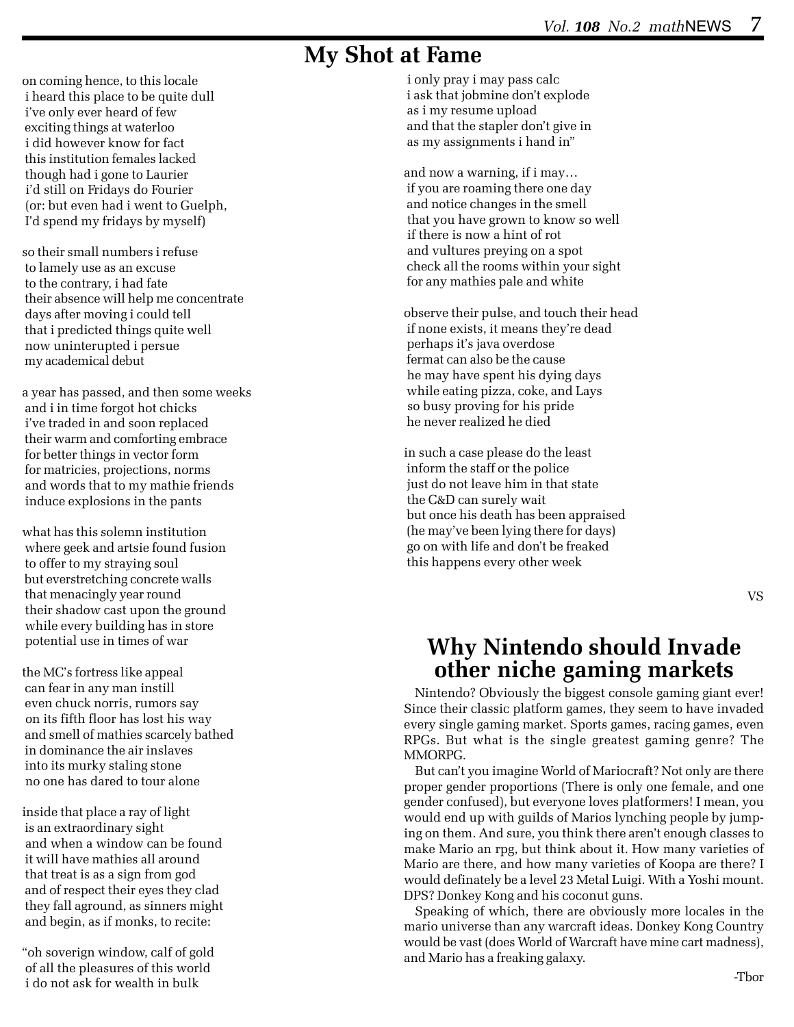# My Shot at Fame

on coming hence, to this locale
i heard this place to be quite dull
i've only ever heard of few
exciting things at waterloo
i did however know for fact
this institution females lacked
though had i gone to Laurier
i'd still on Fridays do Fourier
(or: but even had i went to Guelph,
I'd spend my fridays by myself)

so their small numbers i refuse
to lamely use as an excuse
to the contrary, i had fate
their absence will help me concentrate
days after moving i could tell
that i predicted things quite well
now uninterupted i persue
my academical debut

a year has passed, and then some weeks
and i in time forgot hot chicks
i've traded in and soon replaced
their warm and comforting embrace
for better things in vector form
for matricies, projections, norms
and words that to my mathie friends
induce explosions in the pants

what has this solemn institution
where geek and artsie found fusion
to offer to my straying soul
but everstretching concrete walls
that menacingly year round
their shadow cast upon the ground
while every building has in store
potential use in times of war

the MC's fortress like appeal
can fear in any man instill
even chuck norris, rumors say
on its fifth floor has lost his way
and smell of mathies scarcely bathed
in dominance the air inslaves
into its murky staling stone
no one has dared to tour alone

inside that place a ray of light
is an extraordinary sight
and when a window can be found
it will have mathies all around
that treat is as a sign from god
and of respect their eyes they clad
they fall aground, as sinners might
and begin, as if monks, to recite:

"oh soverign window, calf of gold
of all the pleasures of this world
i do not ask for wealth in bulk
i only pray i may pass calc
i ask that jobmine don't explode
as i my resume upload
and that the stapler don't give in
as my assignments i hand in"

and now a warning, if i may…
if you are roaming there one day
and notice changes in the smell
that you have grown to know so well
if there is now a hint of rot
and vultures preying on a spot
check all the rooms within your sight
for any mathies pale and white

observe their pulse, and touch their head
if none exists, it means they're dead
perhaps it's java overdose
fermat can also be the cause
he may have spent his dying days
while eating pizza, coke, and Lays
so busy proving for his pride
he never realized he died

in such a case please do the least
inform the staff or the police
just do not leave him in that state
the C&D can surely wait
but once his death has been appraised
(he may've been lying there for days)
go on with life and don't be freaked
this happens every other week

VS

# Why Nintendo should Invade other niche gaming markets

Nintendo? Obviously the biggest console gaming giant ever! Since their classic platform games, they seem to have invaded every single gaming market. Sports games, racing games, even RPGs. But what is the single greatest gaming genre? The MMORPG.

But can't you imagine World of Mariocraft? Not only are there proper gender proportions (There is only one female, and one gender confused), but everyone loves platformers! I mean, you would end up with guilds of Marios lynching people by jumping on them. And sure, you think there aren't enough classes to make Mario an rpg, but think about it. How many varieties of Mario are there, and how many varieties of Koopa are there? I would definately be a level 23 Metal Luigi. With a Yoshi mount. DPS? Donkey Kong and his coconut guns.

Speaking of which, there are obviously more locales in the mario universe than any warcraft ideas. Donkey Kong Country would be vast (does World of Warcraft have mine cart madness), and Mario has a freaking galaxy.

-Tbor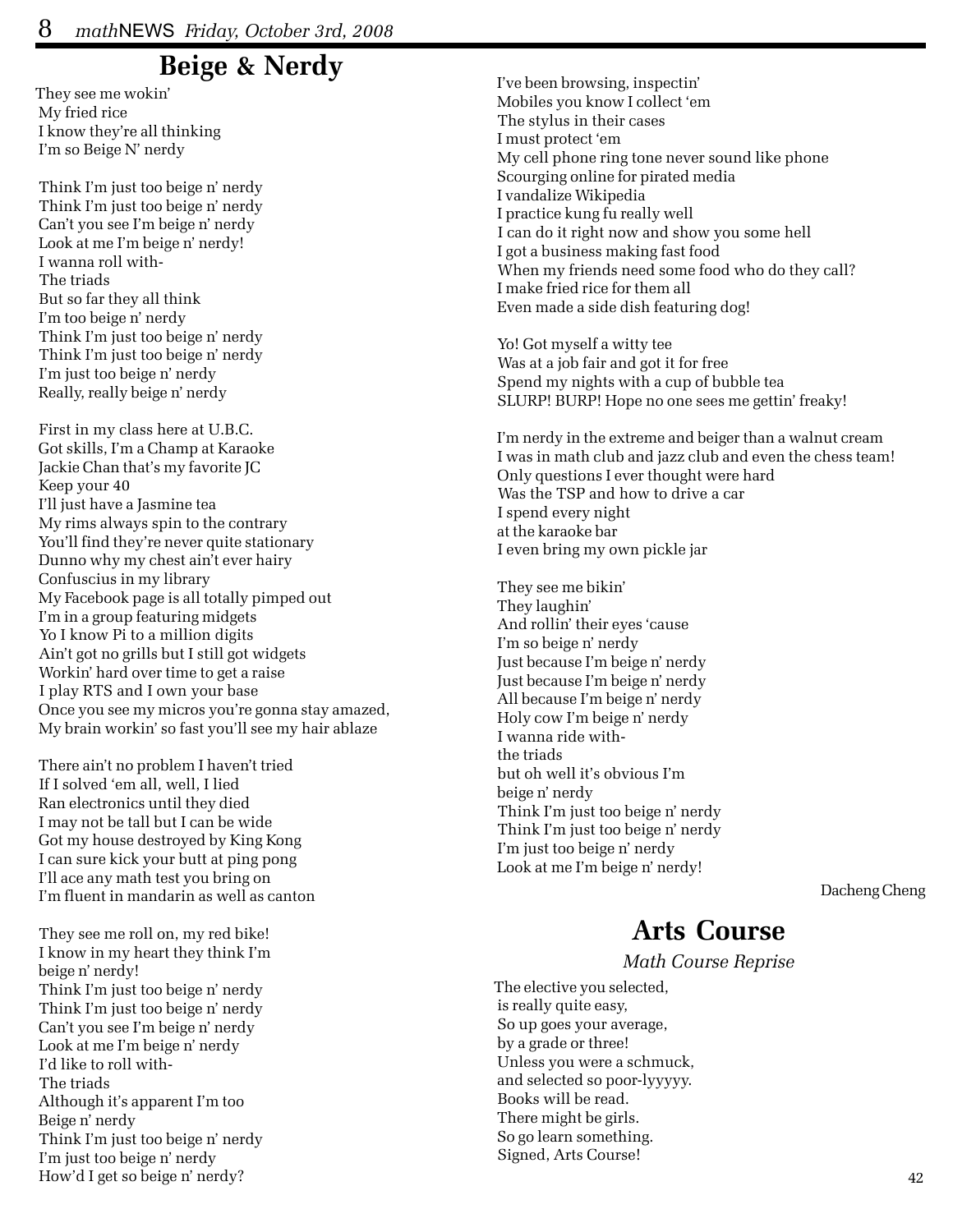## Beige & Nerdy

They see me wokin'
My fried rice
I know they're all thinking
I'm so Beige N' nerdy

Think I'm just too beige n' nerdy
Think I'm just too beige n' nerdy
Can't you see I'm beige n' nerdy
Look at me I'm beige n' nerdy!
I wanna roll with-
The triads
But so far they all think
I'm too beige n' nerdy
Think I'm just too beige n' nerdy
Think I'm just too beige n' nerdy
I'm just too beige n' nerdy
Really, really beige n' nerdy

First in my class here at U.B.C.
Got skills, I'm a Champ at Karaoke
Jackie Chan that's my favorite JC
Keep your 40
I'll just have a Jasmine tea
My rims always spin to the contrary
You'll find they're never quite stationary
Dunno why my chest ain't ever hairy
Confuscius in my library
My Facebook page is all totally pimped out
I'm in a group featuring midgets
Yo I know Pi to a million digits
Ain't got no grills but I still got widgets
Workin' hard over time to get a raise
I play RTS and I own your base
Once you see my micros you're gonna stay amazed,
My brain workin' so fast you'll see my hair ablaze

There ain't no problem I haven't tried
If I solved 'em all, well, I lied
Ran electronics until they died
I may not be tall but I can be wide
Got my house destroyed by King Kong
I can sure kick your butt at ping pong
I'll ace any math test you bring on
I'm fluent in mandarin as well as canton

They see me roll on, my red bike!
I know in my heart they think I'm
beige n' nerdy!
Think I'm just too beige n' nerdy
Think I'm just too beige n' nerdy
Can't you see I'm beige n' nerdy
Look at me I'm beige n' nerdy
I'd like to roll with-
The triads
Although it's apparent I'm too
Beige n' nerdy
Think I'm just too beige n' nerdy
I'm just too beige n' nerdy
How'd I get so beige n' nerdy?

I've been browsing, inspectin'
Mobiles you know I collect 'em
The stylus in their cases
I must protect 'em
My cell phone ring tone never sound like phone
Scourging online for pirated media
I vandalize Wikipedia
I practice kung fu really well
I can do it right now and show you some hell
I got a business making fast food
When my friends need some food who do they call?
I make fried rice for them all
Even made a side dish featuring dog!

Yo! Got myself a witty tee
Was at a job fair and got it for free
Spend my nights with a cup of bubble tea
SLURP! BURP! Hope no one sees me gettin' freaky!

I'm nerdy in the extreme and beiger than a walnut cream
I was in math club and jazz club and even the chess team!
Only questions I ever thought were hard
Was the TSP and how to drive a car
I spend every night
at the karaoke bar
I even bring my own pickle jar

They see me bikin'
They laughin'
And rollin' their eyes 'cause
I'm so beige n' nerdy
Just because I'm beige n' nerdy
Just because I'm beige n' nerdy
All because I'm beige n' nerdy
Holy cow I'm beige n' nerdy
I wanna ride with-
the triads
but oh well it's obvious I'm
beige n' nerdy
Think I'm just too beige n' nerdy
Think I'm just too beige n' nerdy
I'm just too beige n' nerdy
Look at me I'm beige n' nerdy!

Dacheng Cheng

## Arts Course

*Math Course Reprise*

The elective you selected,
is really quite easy,
So up goes your average,
by a grade or three!
Unless you were a schmuck,
and selected so poor-lyyyyy.
Books will be read.
There might be girls.
So go learn something.
Signed, Arts Course!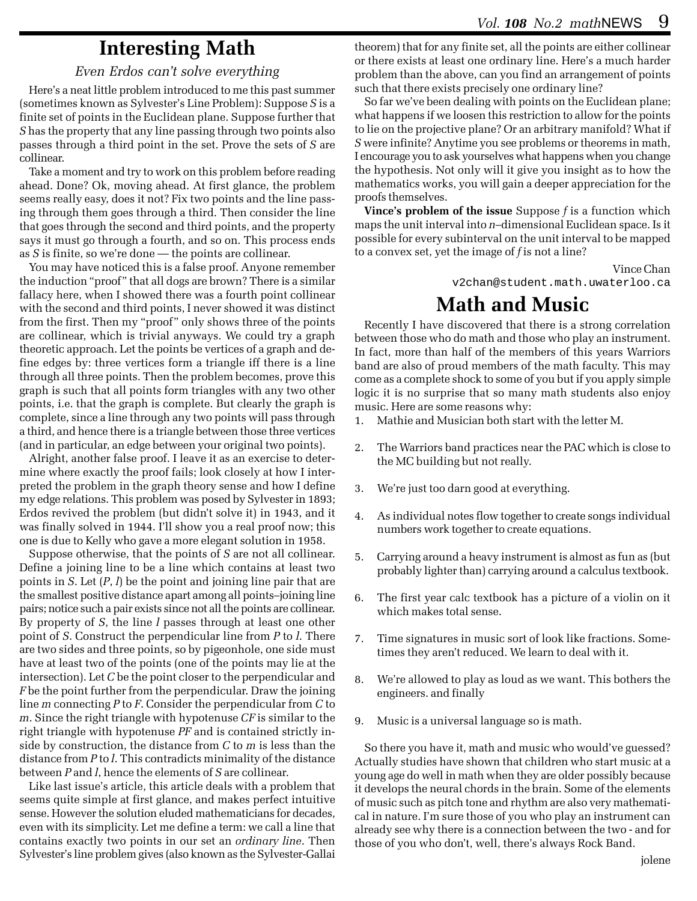# Interesting Math

*Even Erdos can't solve everything*

Here's a neat little problem introduced to me this past summer (sometimes known as Sylvester's Line Problem): Suppose $S$ is a finite set of points in the Euclidean plane. Suppose further that $S$ has the property that any line passing through two points also passes through a third point in the set. Prove the sets of $S$ are collinear.

Take a moment and try to work on this problem before reading ahead. Done? Ok, moving ahead. At first glance, the problem seems really easy, does it not? Fix two points and the line passing through them goes through a third. Then consider the line that goes through the second and third points, and the property says it must go through a fourth, and so on. This process ends as $S$ is finite, so we're done — the points are collinear.

You may have noticed this is a false proof. Anyone remember the induction "proof" that all dogs are brown? There is a similar fallacy here, when I showed there was a fourth point collinear with the second and third points, I never showed it was distinct from the first. Then my "proof" only shows three of the points are collinear, which is trivial anyways. We could try a graph theoretic approach. Let the points be vertices of a graph and define edges by: three vertices form a triangle iff there is a line through all three points. Then the problem becomes, prove this graph is such that all points form triangles with any two other points, i.e. that the graph is complete. But clearly the graph is complete, since a line through any two points will pass through a third, and hence there is a triangle between those three vertices (and in particular, an edge between your original two points).

Alright, another false proof. I leave it as an exercise to determine where exactly the proof fails; look closely at how I interpreted the problem in the graph theory sense and how I define my edge relations. This problem was posed by Sylvester in 1893; Erdos revived the problem (but didn't solve it) in 1943, and it was finally solved in 1944. I'll show you a real proof now; this one is due to Kelly who gave a more elegant solution in 1958.

Suppose otherwise, that the points of $S$ are not all collinear. Define a joining line to be a line which contains at least two points in $S$. Let $(P, l)$ be the point and joining line pair that are the smallest positive distance apart among all points–joining line pairs; notice such a pair exists since not all the points are collinear. By property of $S$, the line $l$ passes through at least one other point of $S$. Construct the perpendicular line from $P$ to $l$. There are two sides and three points, so by pigeonhole, one side must have at least two of the points (one of the points may lie at the intersection). Let $C$ be the point closer to the perpendicular and $F$ be the point further from the perpendicular. Draw the joining line $m$ connecting $P$ to $F$. Consider the perpendicular from $C$ to $m$. Since the right triangle with hypotenuse $CF$ is similar to the right triangle with hypotenuse $PF$ and is contained strictly inside by construction, the distance from $C$ to $m$ is less than the distance from $P$ to $l$. This contradicts minimality of the distance between $P$ and $l$, hence the elements of $S$ are collinear.

Like last issue's article, this article deals with a problem that seems quite simple at first glance, and makes perfect intuitive sense. However the solution eluded mathematicians for decades, even with its simplicity. Let me define a term: we call a line that contains exactly two points in our set an *ordinary line*. Then Sylvester's line problem gives (also known as the Sylvester-Gallai theorem) that for any finite set, all the points are either collinear or there exists at least one ordinary line. Here's a much harder problem than the above, can you find an arrangement of points such that there exists precisely one ordinary line?

So far we've been dealing with points on the Euclidean plane; what happens if we loosen this restriction to allow for the points to lie on the projective plane? Or an arbitrary manifold? What if $S$ were infinite? Anytime you see problems or theorems in math, I encourage you to ask yourselves what happens when you change the hypothesis. Not only will it give you insight as to how the mathematics works, you will gain a deeper appreciation for the proofs themselves.

**Vince's problem of the issue** Suppose $f$ is a function which maps the unit interval into $n$–dimensional Euclidean space. Is it possible for every subinterval on the unit interval to be mapped to a convex set, yet the image of $f$ is not a line?

Vince Chan
v2chan@student.math.uwaterloo.ca

# Math and Music

Recently I have discovered that there is a strong correlation between those who do math and those who play an instrument. In fact, more than half of the members of this years Warriors band are also of proud members of the math faculty. This may come as a complete shock to some of you but if you apply simple logic it is no surprise that so many math students also enjoy music. Here are some reasons why:

1. Mathie and Musician both start with the letter M.
2. The Warriors band practices near the PAC which is close to the MC building but not really.
3. We're just too darn good at everything.
4. As individual notes flow together to create songs individual numbers work together to create equations.
5. Carrying around a heavy instrument is almost as fun as (but probably lighter than) carrying around a calculus textbook.
6. The first year calc textbook has a picture of a violin on it which makes total sense.
7. Time signatures in music sort of look like fractions. Sometimes they aren't reduced. We learn to deal with it.
8. We're allowed to play as loud as we want. This bothers the engineers. and finally
9. Music is a universal language so is math.

So there you have it, math and music who would've guessed? Actually studies have shown that children who start music at a young age do well in math when they are older possibly because it develops the neural chords in the brain. Some of the elements of music such as pitch tone and rhythm are also very mathematical in nature. I'm sure those of you who play an instrument can already see why there is a connection between the two - and for those of you who don't, well, there's always Rock Band.

jolene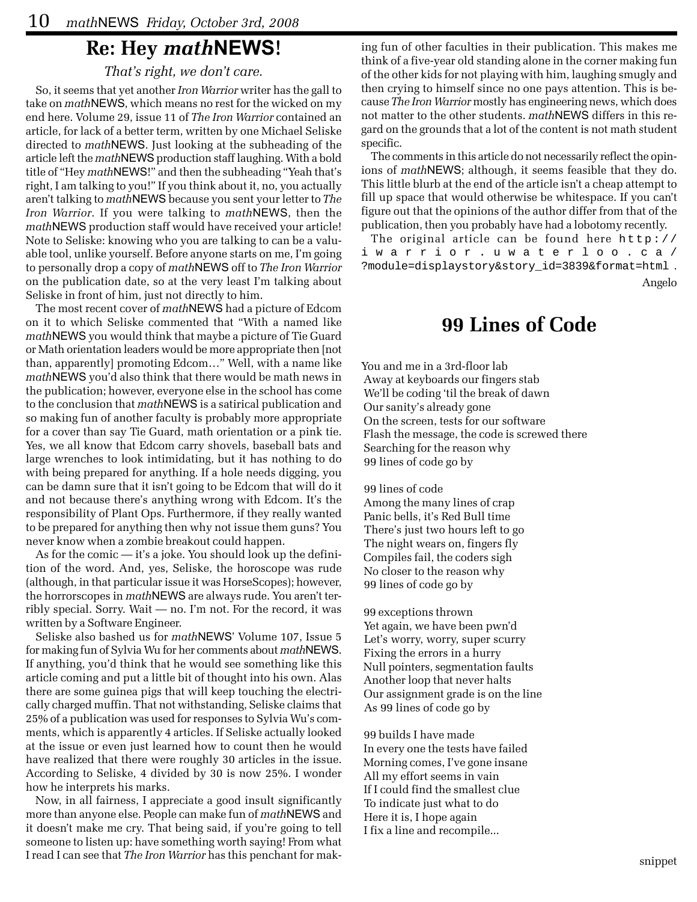## Re: Hey *math*NEWS!

*That's right, we don't care.*

So, it seems that yet another *Iron Warrior* writer has the gall to take on *math*NEWS, which means no rest for the wicked on my end here. Volume 29, issue 11 of *The Iron Warrior* contained an article, for lack of a better term, written by one Michael Seliske directed to *math*NEWS. Just looking at the subheading of the article left the *math*NEWS production staff laughing. With a bold title of "Hey *math*NEWS!" and then the subheading "Yeah that's right, I am talking to you!" If you think about it, no, you actually aren't talking to *math*NEWS because you sent your letter to *The Iron Warrior*. If you were talking to *math*NEWS, then the *math*NEWS production staff would have received your article! Note to Seliske: knowing who you are talking to can be a valuable tool, unlike yourself. Before anyone starts on me, I'm going to personally drop a copy of *math*NEWS off to *The Iron Warrior* on the publication date, so at the very least I'm talking about Seliske in front of him, just not directly to him.

The most recent cover of *math*NEWS had a picture of Edcom on it to which Seliske commented that "With a named like *math*NEWS you would think that maybe a picture of Tie Guard or Math orientation leaders would be more appropriate then [not than, apparently] promoting Edcom…" Well, with a name like *math*NEWS you'd also think that there would be math news in the publication; however, everyone else in the school has come to the conclusion that *math*NEWS is a satirical publication and so making fun of another faculty is probably more appropriate for a cover than say Tie Guard, math orientation or a pink tie. Yes, we all know that Edcom carry shovels, baseball bats and large wrenches to look intimidating, but it has nothing to do with being prepared for anything. If a hole needs digging, you can be damn sure that it isn't going to be Edcom that will do it and not because there's anything wrong with Edcom. It's the responsibility of Plant Ops. Furthermore, if they really wanted to be prepared for anything then why not issue them guns? You never know when a zombie breakout could happen.

As for the comic — it's a joke. You should look up the definition of the word. And, yes, Seliske, the horoscope was rude (although, in that particular issue it was HorseScopes); however, the horrorscopes in *math*NEWS are always rude. You aren't terribly special. Sorry. Wait — no. I'm not. For the record, it was written by a Software Engineer.

Seliske also bashed us for *math*NEWS' Volume 107, Issue 5 for making fun of Sylvia Wu for her comments about *math*NEWS. If anything, you'd think that he would see something like this article coming and put a little bit of thought into his own. Alas there are some guinea pigs that will keep touching the electrically charged muffin. That not withstanding, Seliske claims that 25% of a publication was used for responses to Sylvia Wu's comments, which is apparently 4 articles. If Seliske actually looked at the issue or even just learned how to count then he would have realized that there were roughly 30 articles in the issue. According to Seliske, 4 divided by 30 is now 25%. I wonder how he interprets his marks.

Now, in all fairness, I appreciate a good insult significantly more than anyone else. People can make fun of *math*NEWS and it doesn't make me cry. That being said, if you're going to tell someone to listen up: have something worth saying! From what I read I can see that *The Iron Warrior* has this penchant for making fun of other faculties in their publication. This makes me think of a five-year old standing alone in the corner making fun of the other kids for not playing with him, laughing smugly and then crying to himself since no one pays attention. This is because *The Iron Warrior* mostly has engineering news, which does not matter to the other students. *math*NEWS differs in this regard on the grounds that a lot of the content is not math student specific.

The comments in this article do not necessarily reflect the opinions of *math*NEWS; although, it seems feasible that they do. This little blurb at the end of the article isn't a cheap attempt to fill up space that would otherwise be whitespace. If you can't figure out that the opinions of the author differ from that of the publication, then you probably have had a lobotomy recently.

The original article can be found here `http://iwarrior.uwaterloo.ca/?module=displaystory&story_id=3839&format=html`.

Angelo

## 99 Lines of Code

You and me in a 3rd-floor lab  
Away at keyboards our fingers stab  
We'll be coding 'til the break of dawn  
Our sanity's already gone  
On the screen, tests for our software  
Flash the message, the code is screwed there  
Searching for the reason why  
99 lines of code go by

99 lines of code  
Among the many lines of crap  
Panic bells, it's Red Bull time  
There's just two hours left to go  
The night wears on, fingers fly  
Compiles fail, the coders sigh  
No closer to the reason why  
99 lines of code go by

99 exceptions thrown  
Yet again, we have been pwn'd  
Let's worry, worry, super scurry  
Fixing the errors in a hurry  
Null pointers, segmentation faults  
Another loop that never halts  
Our assignment grade is on the line  
As 99 lines of code go by

99 builds I have made  
In every one the tests have failed  
Morning comes, I've gone insane  
All my effort seems in vain  
If I could find the smallest clue  
To indicate just what to do  
Here it is, I hope again  
I fix a line and recompile...

snippet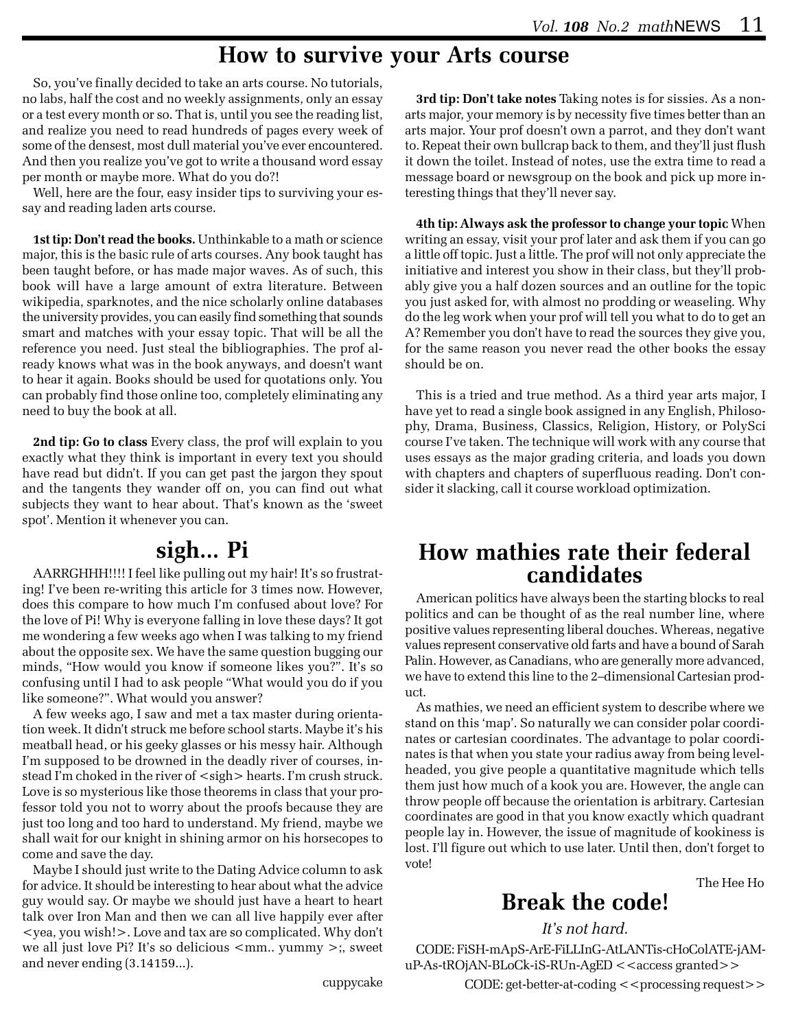# How to survive your Arts course

So, you've finally decided to take an arts course. No tutorials, no labs, half the cost and no weekly assignments, only an essay or a test every month or so. That is, until you see the reading list, and realize you need to read hundreds of pages every week of some of the densest, most dull material you've ever encountered. And then you realize you've got to write a thousand word essay per month or maybe more. What do you do?!

Well, here are the four, easy insider tips to surviving your essay and reading laden arts course.

**1st tip: Don't read the books.** Unthinkable to a math or science major, this is the basic rule of arts courses. Any book taught has been taught before, or has made major waves. As of such, this book will have a large amount of extra literature. Between wikipedia, sparknotes, and the nice scholarly online databases the university provides, you can easily find something that sounds smart and matches with your essay topic. That will be all the reference you need. Just steal the bibliographies. The prof already knows what was in the book anyways, and doesn't want to hear it again. Books should be used for quotations only. You can probably find those online too, completely eliminating any need to buy the book at all.

**2nd tip: Go to class** Every class, the prof will explain to you exactly what they think is important in every text you should have read but didn't. If you can get past the jargon they spout and the tangents they wander off on, you can find out what subjects they want to hear about. That's known as the 'sweet spot'. Mention it whenever you can.

**3rd tip: Don't take notes** Taking notes is for sissies. As a non-arts major, your memory is by necessity five times better than an arts major. Your prof doesn't own a parrot, and they don't want to. Repeat their own bullcrap back to them, and they'll just flush it down the toilet. Instead of notes, use the extra time to read a message board or newsgroup on the book and pick up more interesting things that they'll never say.

**4th tip: Always ask the professor to change your topic** When writing an essay, visit your prof later and ask them if you can go a little off topic. Just a little. The prof will not only appreciate the initiative and interest you show in their class, but they'll probably give you a half dozen sources and an outline for the topic you just asked for, with almost no prodding or weaseling. Why do the leg work when your prof will tell you what to do to get an A? Remember you don't have to read the sources they give you, for the same reason you never read the other books the essay should be on.

This is a tried and true method. As a third year arts major, I have yet to read a single book assigned in any English, Philosophy, Drama, Business, Classics, Religion, History, or PolySci course I've taken. The technique will work with any course that uses essays as the major grading criteria, and loads you down with chapters and chapters of superfluous reading. Don't consider it slacking, call it course workload optimization.

# sigh... Pi

AARRGHHH!!!! I feel like pulling out my hair! It's so frustrating! I've been re-writing this article for 3 times now. However, does this compare to how much I'm confused about love? For the love of Pi! Why is everyone falling in love these days? It got me wondering a few weeks ago when I was talking to my friend about the opposite sex. We have the same question bugging our minds, "How would you know if someone likes you?". It's so confusing until I had to ask people "What would you do if you like someone?". What would you answer?

A few weeks ago, I saw and met a tax master during orientation week. It didn't struck me before school starts. Maybe it's his meatball head, or his geeky glasses or his messy hair. Although I'm supposed to be drowned in the deadly river of courses, instead I'm choked in the river of <sigh> hearts. I'm crush struck. Love is so mysterious like those theorems in class that your professor told you not to worry about the proofs because they are just too long and too hard to understand. My friend, maybe we shall wait for our knight in shining armor on his horsecopes to come and save the day.

Maybe I should just write to the Dating Advice column to ask for advice. It should be interesting to hear about what the advice guy would say. Or maybe we should just have a heart to heart talk over Iron Man and then we can all live happily ever after <yea, you wish!>. Love and tax are so complicated. Why don't we all just love Pi? It's so delicious <mm.. yummy >;, sweet and never ending (3.14159...).

cuppycake

# How mathies rate their federal candidates

American politics have always been the starting blocks to real politics and can be thought of as the real number line, where positive values representing liberal douches. Whereas, negative values represent conservative old farts and have a bound of Sarah Palin. However, as Canadians, who are generally more advanced, we have to extend this line to the 2–dimensional Cartesian product.

As mathies, we need an efficient system to describe where we stand on this 'map'. So naturally we can consider polar coordinates or cartesian coordinates. The advantage to polar coordinates is that when you state your radius away from being level-headed, you give people a quantitative magnitude which tells them just how much of a kook you are. However, the angle can throw people off because the orientation is arbitrary. Cartesian coordinates are good in that you know exactly which quadrant people lay in. However, the issue of magnitude of kookiness is lost. I'll figure out which to use later. Until then, don't forget to vote!

The Hee Ho

# Break the code!

*It's not hard.*

CODE: FiSH-mApS-ArE-FiLLInG-AtLANTis-cHoColATE-jAMuP-As-tROjAN-BLoCk-iS-RUn-AgED <<access granted>>

CODE: get-better-at-coding <<processing request>>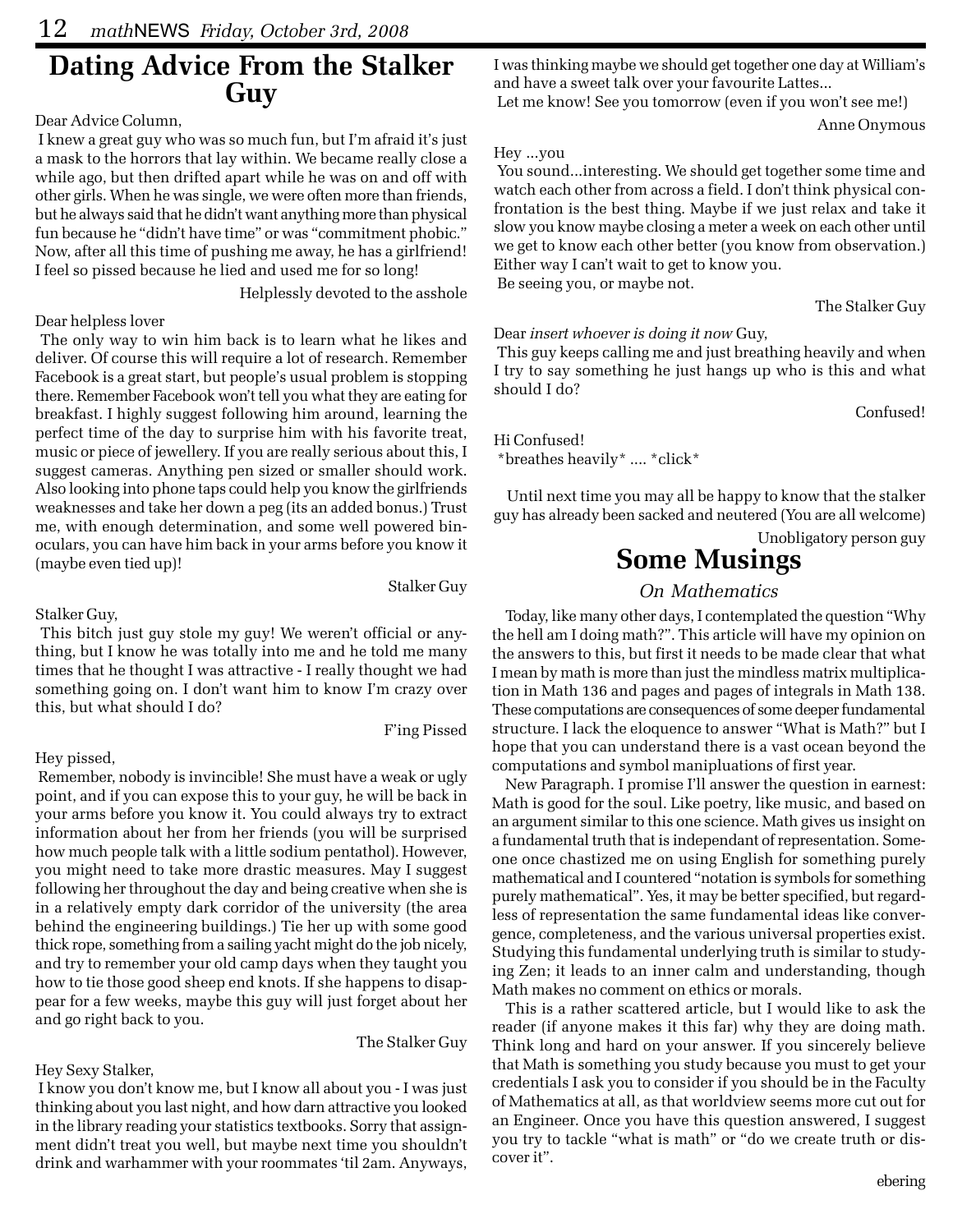# Dating Advice From the Stalker Guy

Dear Advice Column,

I knew a great guy who was so much fun, but I'm afraid it's just a mask to the horrors that lay within. We became really close a while ago, but then drifted apart while he was on and off with other girls. When he was single, we were often more than friends, but he always said that he didn't want anything more than physical fun because he "didn't have time" or was "commitment phobic." Now, after all this time of pushing me away, he has a girlfriend! I feel so pissed because he lied and used me for so long!

Helplessly devoted to the asshole

Dear helpless lover

The only way to win him back is to learn what he likes and deliver. Of course this will require a lot of research. Remember Facebook is a great start, but people's usual problem is stopping there. Remember Facebook won't tell you what they are eating for breakfast. I highly suggest following him around, learning the perfect time of the day to surprise him with his favorite treat, music or piece of jewellery. If you are really serious about this, I suggest cameras. Anything pen sized or smaller should work. Also looking into phone taps could help you know the girlfriends weaknesses and take her down a peg (its an added bonus.) Trust me, with enough determination, and some well powered binoculars, you can have him back in your arms before you know it (maybe even tied up)!

Stalker Guy

Stalker Guy,

This bitch just guy stole my guy! We weren't official or anything, but I know he was totally into me and he told me many times that he thought I was attractive - I really thought we had something going on. I don't want him to know I'm crazy over this, but what should I do?

F'ing Pissed

Hey pissed,

Remember, nobody is invincible! She must have a weak or ugly point, and if you can expose this to your guy, he will be back in your arms before you know it. You could always try to extract information about her from her friends (you will be surprised how much people talk with a little sodium pentathol). However, you might need to take more drastic measures. May I suggest following her throughout the day and being creative when she is in a relatively empty dark corridor of the university (the area behind the engineering buildings.) Tie her up with some good thick rope, something from a sailing yacht might do the job nicely, and try to remember your old camp days when they taught you how to tie those good sheep end knots. If she happens to disappear for a few weeks, maybe this guy will just forget about her and go right back to you.

The Stalker Guy

Hey Sexy Stalker,

I know you don't know me, but I know all about you - I was just thinking about you last night, and how darn attractive you looked in the library reading your statistics textbooks. Sorry that assignment didn't treat you well, but maybe next time you shouldn't drink and warhammer with your roommates 'til 2am. Anyways, I was thinking maybe we should get together one day at William's and have a sweet talk over your favourite Lattes...

Let me know! See you tomorrow (even if you won't see me!)

Anne Onymous

Hey ...you

You sound...interesting. We should get together some time and watch each other from across a field. I don't think physical confrontation is the best thing. Maybe if we just relax and take it slow you know maybe closing a meter a week on each other until we get to know each other better (you know from observation.) Either way I can't wait to get to know you.

Be seeing you, or maybe not.

The Stalker Guy

Dear *insert whoever is doing it now* Guy,

This guy keeps calling me and just breathing heavily and when I try to say something he just hangs up who is this and what should I do?

Confused!

Hi Confused!

*breathes heavily* .... *click*

Until next time you may all be happy to know that the stalker guy has already been sacked and neutered (You are all welcome)

Unobligatory person guy

# Some Musings

*On Mathematics*

Today, like many other days, I contemplated the question "Why the hell am I doing math?". This article will have my opinion on the answers to this, but first it needs to be made clear that what I mean by math is more than just the mindless matrix multiplication in Math 136 and pages and pages of integrals in Math 138. These computations are consequences of some deeper fundamental structure. I lack the eloquence to answer "What is Math?" but I hope that you can understand there is a vast ocean beyond the computations and symbol manipluations of first year.

New Paragraph. I promise I'll answer the question in earnest: Math is good for the soul. Like poetry, like music, and based on an argument similar to this one science. Math gives us insight on a fundamental truth that is independant of representation. Someone once chastized me on using English for something purely mathematical and I countered "notation is symbols for something purely mathematical". Yes, it may be better specified, but regardless of representation the same fundamental ideas like convergence, completeness, and the various universal properties exist. Studying this fundamental underlying truth is similar to studying Zen; it leads to an inner calm and understanding, though Math makes no comment on ethics or morals.

This is a rather scattered article, but I would like to ask the reader (if anyone makes it this far) why they are doing math. Think long and hard on your answer. If you sincerely believe that Math is something you study because you must to get your credentials I ask you to consider if you should be in the Faculty of Mathematics at all, as that worldview seems more cut out for an Engineer. Once you have this question answered, I suggest you try to tackle "what is math" or "do we create truth or discover it".

ebering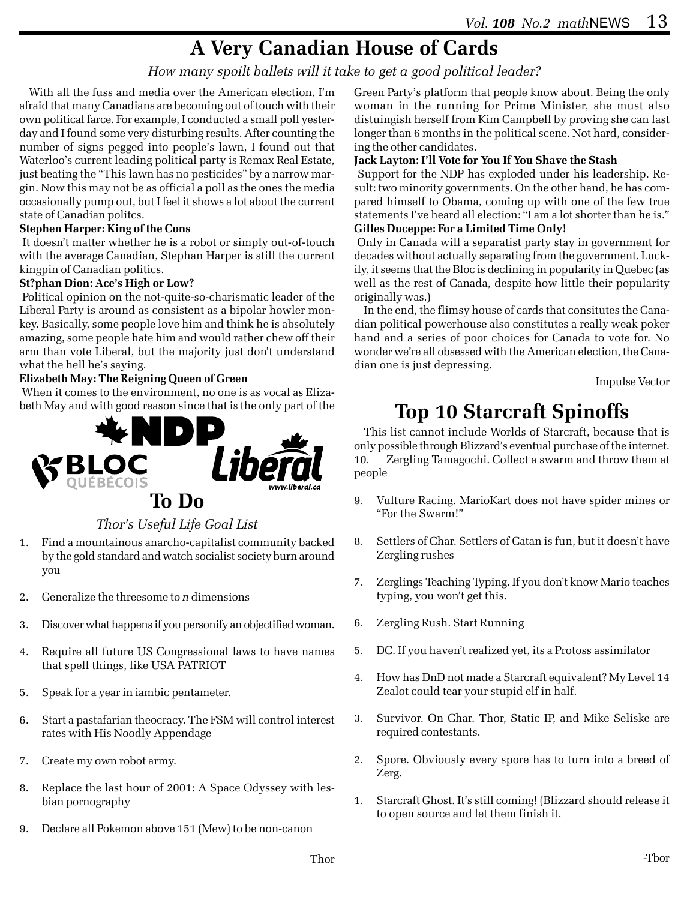# A Very Canadian House of Cards

*How many spoilt ballets will it take to get a good political leader?*

With all the fuss and media over the American election, I'm afraid that many Canadians are becoming out of touch with their own political farce. For example, I conducted a small poll yesterday and I found some very disturbing results. After counting the number of signs pegged into people's lawn, I found out that Waterloo's current leading political party is Remax Real Estate, just beating the "This lawn has no pesticides" by a narrow margin. Now this may not be as official a poll as the ones the media occasionally pump out, but I feel it shows a lot about the current state of Canadian politcs.

**Stephen Harper: King of the Cons**

It doesn't matter whether he is a robot or simply out-of-touch with the average Canadian, Stephan Harper is still the current kingpin of Canadian politics.

**St?phan Dion: Ace's High or Low?**

Political opinion on the not-quite-so-charismatic leader of the Liberal Party is around as consistent as a bipolar howler monkey. Basically, some people love him and think he is absolutely amazing, some people hate him and would rather chew off their arm than vote Liberal, but the majority just don't understand what the hell he's saying.

**Elizabeth May: The Reigning Queen of Green**

When it comes to the environment, no one is as vocal as Elizabeth May and with good reason since that is the only part of the Green Party's platform that people know about. Being the only woman in the running for Prime Minister, she must also distuingish herself from Kim Campbell by proving she can last longer than 6 months in the political scene. Not hard, considering the other candidates.

**Jack Layton: I'll Vote for You If You Shave the Stash**

Support for the NDP has exploded under his leadership. Result: two minority governments. On the other hand, he has compared himself to Obama, coming up with one of the few true statements I've heard all election: "I am a lot shorter than he is."

**Gilles Duceppe: For a Limited Time Only!**

Only in Canada will a separatist party stay in government for decades without actually separating from the government. Luckily, it seems that the Bloc is declining in popularity in Quebec (as well as the rest of Canada, despite how little their popularity originally was.)

In the end, the flimsy house of cards that consitutes the Canadian political powerhouse also constitutes a really weak poker hand and a series of poor choices for Canada to vote for. No wonder we're all obsessed with the American election, the Canadian one is just depressing.

Impulse Vector

# To Do

*Thor's Useful Life Goal List*

1. Find a mountainous anarcho-capitalist community backed by the gold standard and watch socialist society burn around you
2. Generalize the threesome to *n* dimensions
3. Discover what happens if you personify an objectified woman.
4. Require all future US Congressional laws to have names that spell things, like USA PATRIOT
5. Speak for a year in iambic pentameter.
6. Start a pastafarian theocracy. The FSM will control interest rates with His Noodly Appendage
7. Create my own robot army.
8. Replace the last hour of 2001: A Space Odyssey with lesbian pornography
9. Declare all Pokemon above 151 (Mew) to be non-canon

Thor

# Top 10 Starcraft Spinoffs

This list cannot include Worlds of Starcraft, because that is only possible through Blizzard's eventual purchase of the internet.

10. Zergling Tamagochi. Collect a swarm and throw them at people
9. Vulture Racing. MarioKart does not have spider mines or "For the Swarm!"
8. Settlers of Char. Settlers of Catan is fun, but it doesn't have Zergling rushes
7. Zerglings Teaching Typing. If you don't know Mario teaches typing, you won't get this.
6. Zergling Rush. Start Running
5. DC. If you haven't realized yet, its a Protoss assimilator
4. How has DnD not made a Starcraft equivalent? My Level 14 Zealot could tear your stupid elf in half.
3. Survivor. On Char. Thor, Static IP, and Mike Seliske are required contestants.
2. Spore. Obviously every spore has to turn into a breed of Zerg.
1. Starcraft Ghost. It's still coming! (Blizzard should release it to open source and let them finish it.

-Tbor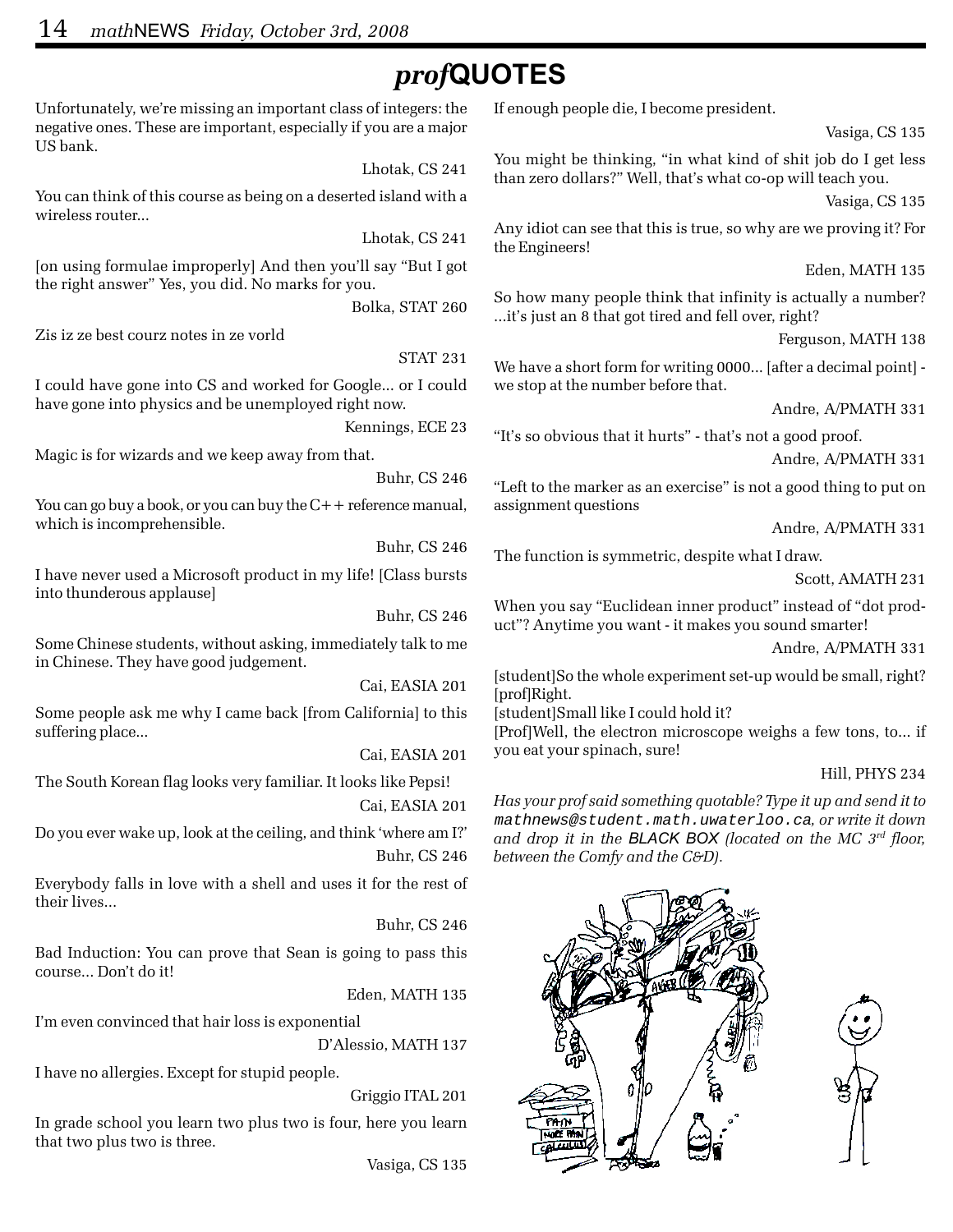# *prof*QUOTES

Unfortunately, we're missing an important class of integers: the negative ones. These are important, especially if you are a major US bank.

Lhotak, CS 241

You can think of this course as being on a deserted island with a wireless router...

Lhotak, CS 241

[on using formulae improperly] And then you'll say "But I got the right answer" Yes, you did. No marks for you.

Bolka, STAT 260

Zis iz ze best courz notes in ze vorld

STAT 231

I could have gone into CS and worked for Google... or I could have gone into physics and be unemployed right now.

Kennings, ECE 23

Magic is for wizards and we keep away from that.

Buhr, CS 246

You can go buy a book, or you can buy the C++ reference manual, which is incomprehensible.

Buhr, CS 246

I have never used a Microsoft product in my life! [Class bursts into thunderous applause]

Buhr, CS 246

Some Chinese students, without asking, immediately talk to me in Chinese. They have good judgement.

Cai, EASIA 201

Some people ask me why I came back [from California] to this suffering place...

Cai, EASIA 201

The South Korean flag looks very familiar. It looks like Pepsi!

Cai, EASIA 201

Do you ever wake up, look at the ceiling, and think 'where am I?'

Buhr, CS 246

Everybody falls in love with a shell and uses it for the rest of their lives...

Buhr, CS 246

Bad Induction: You can prove that Sean is going to pass this course... Don't do it!

Eden, MATH 135

I'm even convinced that hair loss is exponential

D'Alessio, MATH 137

I have no allergies. Except for stupid people.

Griggio ITAL 201

In grade school you learn two plus two is four, here you learn that two plus two is three.

Vasiga, CS 135

If enough people die, I become president.

Vasiga, CS 135

You might be thinking, "in what kind of shit job do I get less than zero dollars?" Well, that's what co-op will teach you.

Vasiga, CS 135

Any idiot can see that this is true, so why are we proving it? For the Engineers!

Eden, MATH 135

So how many people think that infinity is actually a number? ...it's just an 8 that got tired and fell over, right?

Ferguson, MATH 138

We have a short form for writing 0000... [after a decimal point] - we stop at the number before that.

Andre, A/PMATH 331

"It's so obvious that it hurts" - that's not a good proof.

Andre, A/PMATH 331

"Left to the marker as an exercise" is not a good thing to put on assignment questions

Andre, A/PMATH 331

The function is symmetric, despite what I draw.

Scott, AMATH 231

When you say "Euclidean inner product" instead of "dot product"? Anytime you want - it makes you sound smarter!

Andre, A/PMATH 331

[student]So the whole experiment set-up would be small, right?
[prof]Right.
[student]Small like I could hold it?
[Prof]Well, the electron microscope weighs a few tons, to... if you eat your spinach, sure!

Hill, PHYS 234

*Has your prof said something quotable? Type it up and send it to* `mathnews@student.math.uwaterloo.ca`*, or write it down and drop it in the* BLACK BOX *(located on the MC 3rd floor, between the Comfy and the C&D).*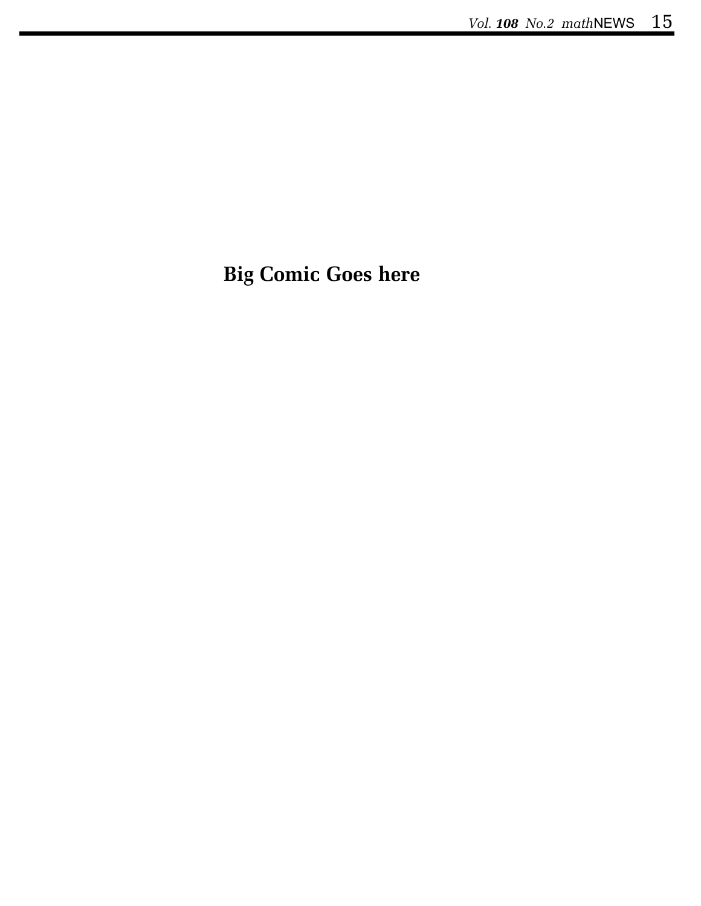**Big Comic Goes here**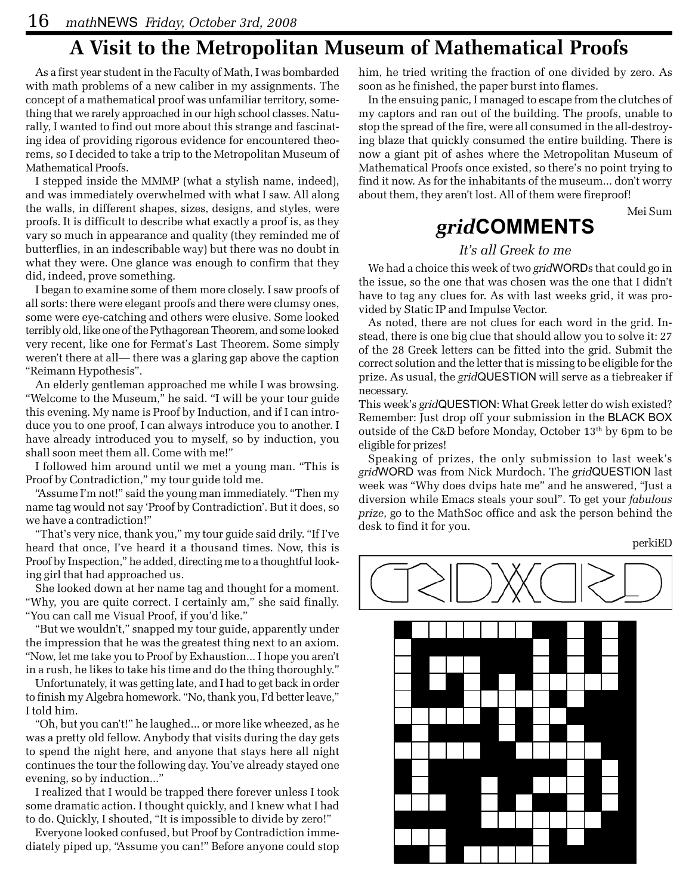# A Visit to the Metropolitan Museum of Mathematical Proofs

As a first year student in the Faculty of Math, I was bombarded with math problems of a new caliber in my assignments. The concept of a mathematical proof was unfamiliar territory, something that we rarely approached in our high school classes. Naturally, I wanted to find out more about this strange and fascinating idea of providing rigorous evidence for encountered theorems, so I decided to take a trip to the Metropolitan Museum of Mathematical Proofs.

I stepped inside the MMMP (what a stylish name, indeed), and was immediately overwhelmed with what I saw. All along the walls, in different shapes, sizes, designs, and styles, were proofs. It is difficult to describe what exactly a proof is, as they vary so much in appearance and quality (they reminded me of butterflies, in an indescribable way) but there was no doubt in what they were. One glance was enough to confirm that they did, indeed, prove something.

I began to examine some of them more closely. I saw proofs of all sorts: there were elegant proofs and there were clumsy ones, some were eye-catching and others were elusive. Some looked terribly old, like one of the Pythagorean Theorem, and some looked very recent, like one for Fermat's Last Theorem. Some simply weren't there at all— there was a glaring gap above the caption "Reimann Hypothesis".

An elderly gentleman approached me while I was browsing. "Welcome to the Museum," he said. "I will be your tour guide this evening. My name is Proof by Induction, and if I can introduce you to one proof, I can always introduce you to another. I have already introduced you to myself, so by induction, you shall soon meet them all. Come with me!"

I followed him around until we met a young man. "This is Proof by Contradiction," my tour guide told me.

"Assume I'm not!" said the young man immediately. "Then my name tag would not say 'Proof by Contradiction'. But it does, so we have a contradiction!"

"That's very nice, thank you," my tour guide said drily. "If I've heard that once, I've heard it a thousand times. Now, this is Proof by Inspection," he added, directing me to a thoughtful looking girl that had approached us.

She looked down at her name tag and thought for a moment. "Why, you are quite correct. I certainly am," she said finally. "You can call me Visual Proof, if you'd like."

"But we wouldn't," snapped my tour guide, apparently under the impression that he was the greatest thing next to an axiom. "Now, let me take you to Proof by Exhaustion... I hope you aren't in a rush, he likes to take his time and do the thing thoroughly."

Unfortunately, it was getting late, and I had to get back in order to finish my Algebra homework. "No, thank you, I'd better leave," I told him.

"Oh, but you can't!" he laughed... or more like wheezed, as he was a pretty old fellow. Anybody that visits during the day gets to spend the night here, and anyone that stays here all night continues the tour the following day. You've already stayed one evening, so by induction..."

I realized that I would be trapped there forever unless I took some dramatic action. I thought quickly, and I knew what I had to do. Quickly, I shouted, "It is impossible to divide by zero!"

Everyone looked confused, but Proof by Contradiction immediately piped up, "Assume you can!" Before anyone could stop him, he tried writing the fraction of one divided by zero. As soon as he finished, the paper burst into flames.

In the ensuing panic, I managed to escape from the clutches of my captors and ran out of the building. The proofs, unable to stop the spread of the fire, were all consumed in the all-destroying blaze that quickly consumed the entire building. There is now a giant pit of ashes where the Metropolitan Museum of Mathematical Proofs once existed, so there's no point trying to find it now. As for the inhabitants of the museum... don't worry about them, they aren't lost. All of them were fireproof!

Mei Sum

## *grid*COMMENTS

*It's all Greek to me*

We had a choice this week of two *grid*WORDs that could go in the issue, so the one that was chosen was the one that I didn't have to tag any clues for. As with last weeks grid, it was provided by Static IP and Impulse Vector.

As noted, there are not clues for each word in the grid. Instead, there is one big clue that should allow you to solve it: 27 of the 28 Greek letters can be fitted into the grid. Submit the correct solution and the letter that is missing to be eligible for the prize. As usual, the *grid*QUESTION will serve as a tiebreaker if necessary.

This week's *grid*QUESTION: What Greek letter do wish existed? Remember: Just drop off your submission in the BLACK BOX outside of the C&D before Monday, October 13th by 6pm to be eligible for prizes!

Speaking of prizes, the only submission to last week's *grid*WORD was from Nick Murdoch. The *grid*QUESTION last week was "Why does dvips hate me" and he answered, "Just a diversion while Emacs steals your soul". To get your *fabulous prize*, go to the MathSoc office and ask the person behind the desk to find it for you.

perkiED

GRIDWORD